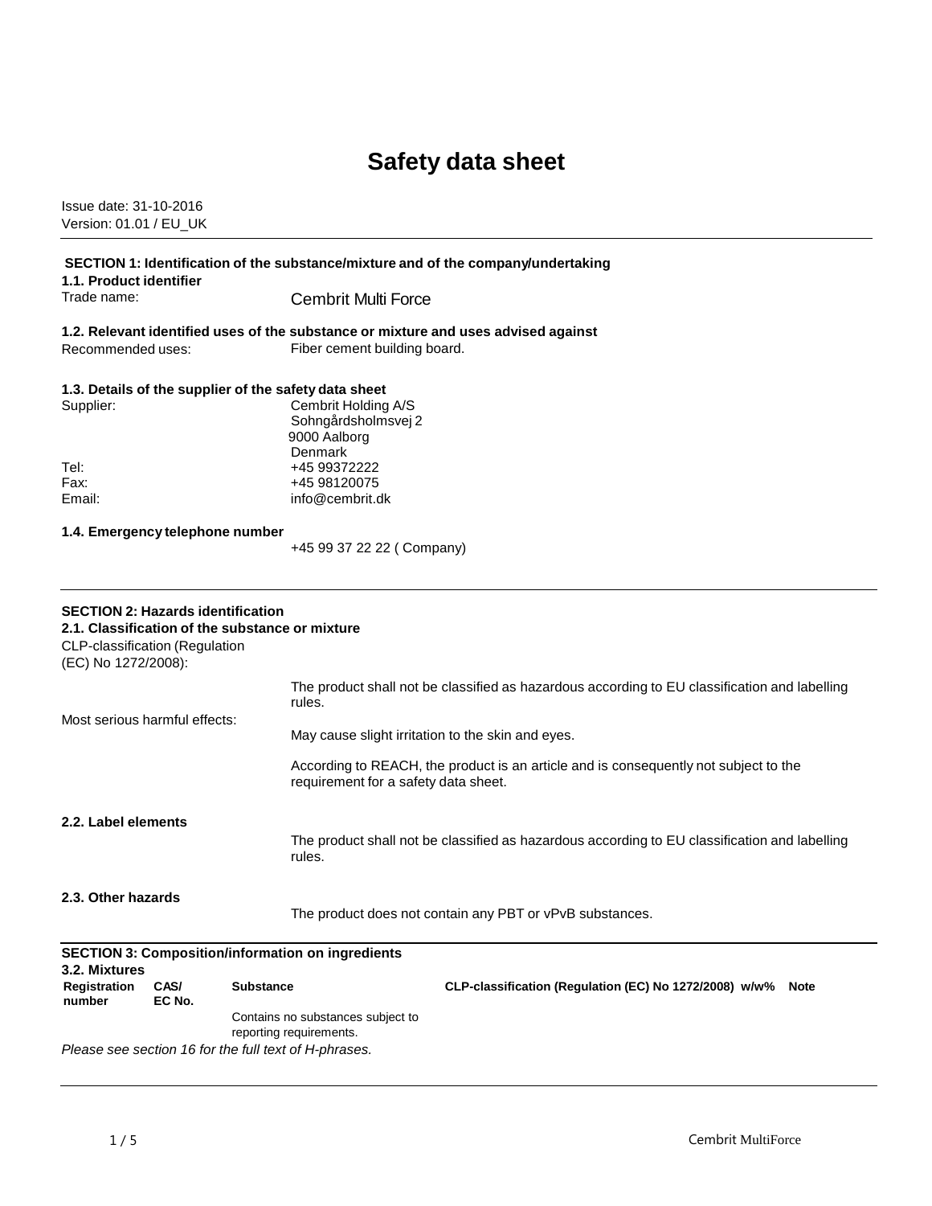# Safety data sheet

Issue date: 31-10-2016
Version: 01.01 / EU_UK

## SECTION 1: Identification of the substance/mixture and of the company/undertaking

### 1.1. Product identifier

Trade name: Cembrit Multi Force

### 1.2. Relevant identified uses of the substance or mixture and uses advised against

Recommended uses: Fiber cement building board.

### 1.3. Details of the supplier of the safety data sheet

Supplier: Cembrit Holding A/S
Sohngårdsholmsvej 2
9000 Aalborg
Denmark

Tel: +45 99372222
Fax: +45 98120075
Email: info@cembrit.dk

### 1.4. Emergency telephone number

+45 99 37 22 22 ( Company)

## SECTION 2: Hazards identification

### 2.1. Classification of the substance or mixture

CLP-classification (Regulation (EC) No 1272/2008):

The product shall not be classified as hazardous according to EU classification and labelling rules.

Most serious harmful effects:

May cause slight irritation to the skin and eyes.

According to REACH, the product is an article and is consequently not subject to the requirement for a safety data sheet.

### 2.2. Label elements

The product shall not be classified as hazardous according to EU classification and labelling rules.

### 2.3. Other hazards

The product does not contain any PBT or vPvB substances.

## SECTION 3: Composition/information on ingredients

### 3.2. Mixtures

| Registration number | CAS/ EC No. | Substance | CLP-classification (Regulation (EC) No 1272/2008) | w/w% | Note |
|---|---|---|---|---|---|
| | | Contains no substances subject to reporting requirements. | | | |

*Please see section 16 for the full text of H-phrases.*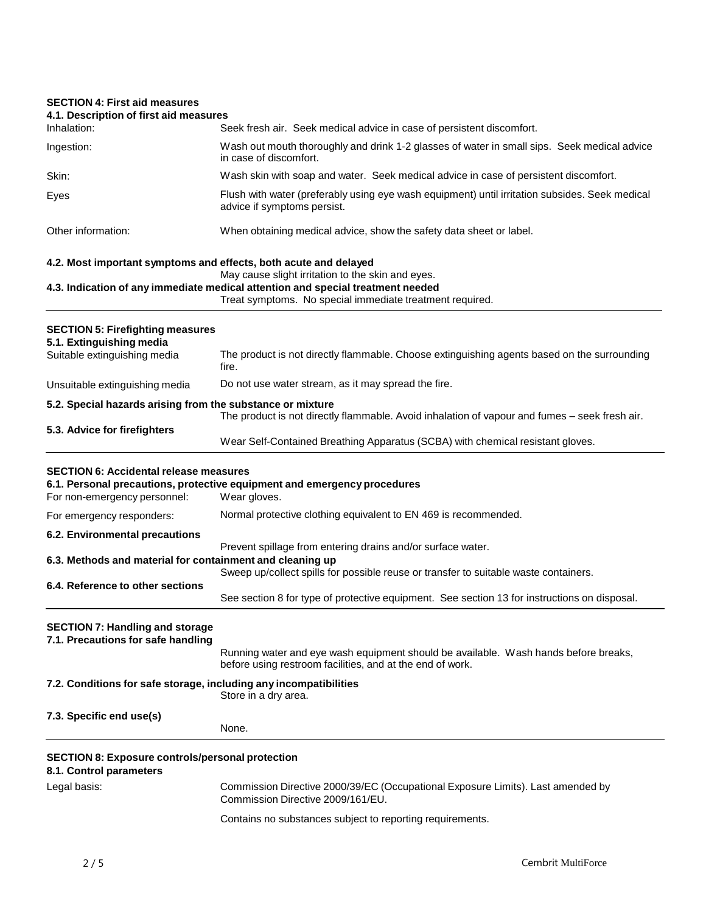## SECTION 4: First aid measures

### 4.1. Description of first aid measures

| | |
|---|---|
| Inhalation: | Seek fresh air. Seek medical advice in case of persistent discomfort. |
| Ingestion: | Wash out mouth thoroughly and drink 1-2 glasses of water in small sips. Seek medical advice in case of discomfort. |
| Skin: | Wash skin with soap and water. Seek medical advice in case of persistent discomfort. |
| Eyes | Flush with water (preferably using eye wash equipment) until irritation subsides. Seek medical advice if symptoms persist. |
| Other information: | When obtaining medical advice, show the safety data sheet or label. |

### 4.2. Most important symptoms and effects, both acute and delayed

May cause slight irritation to the skin and eyes.

### 4.3. Indication of any immediate medical attention and special treatment needed

Treat symptoms. No special immediate treatment required.

## SECTION 5: Firefighting measures

### 5.1. Extinguishing media

| | |
|---|---|
| Suitable extinguishing media | The product is not directly flammable. Choose extinguishing agents based on the surrounding fire. |
| Unsuitable extinguishing media | Do not use water stream, as it may spread the fire. |

### 5.2. Special hazards arising from the substance or mixture

The product is not directly flammable. Avoid inhalation of vapour and fumes – seek fresh air.

### 5.3. Advice for firefighters

Wear Self-Contained Breathing Apparatus (SCBA) with chemical resistant gloves.

## SECTION 6: Accidental release measures

### 6.1. Personal precautions, protective equipment and emergency procedures

| | |
|---|---|
| For non-emergency personnel: | Wear gloves. |
| For emergency responders: | Normal protective clothing equivalent to EN 469 is recommended. |

### 6.2. Environmental precautions

Prevent spillage from entering drains and/or surface water.

### 6.3. Methods and material for containment and cleaning up

Sweep up/collect spills for possible reuse or transfer to suitable waste containers.

### 6.4. Reference to other sections

See section 8 for type of protective equipment. See section 13 for instructions on disposal.

## SECTION 7: Handling and storage

### 7.1. Precautions for safe handling

Running water and eye wash equipment should be available. Wash hands before breaks, before using restroom facilities, and at the end of work.

### 7.2. Conditions for safe storage, including any incompatibilities

Store in a dry area.

### 7.3. Specific end use(s)

None.

## SECTION 8: Exposure controls/personal protection

### 8.1. Control parameters

| | |
|---|---|
| Legal basis: | Commission Directive 2000/39/EC (Occupational Exposure Limits). Last amended by Commission Directive 2009/161/EU. |
| | Contains no substances subject to reporting requirements. |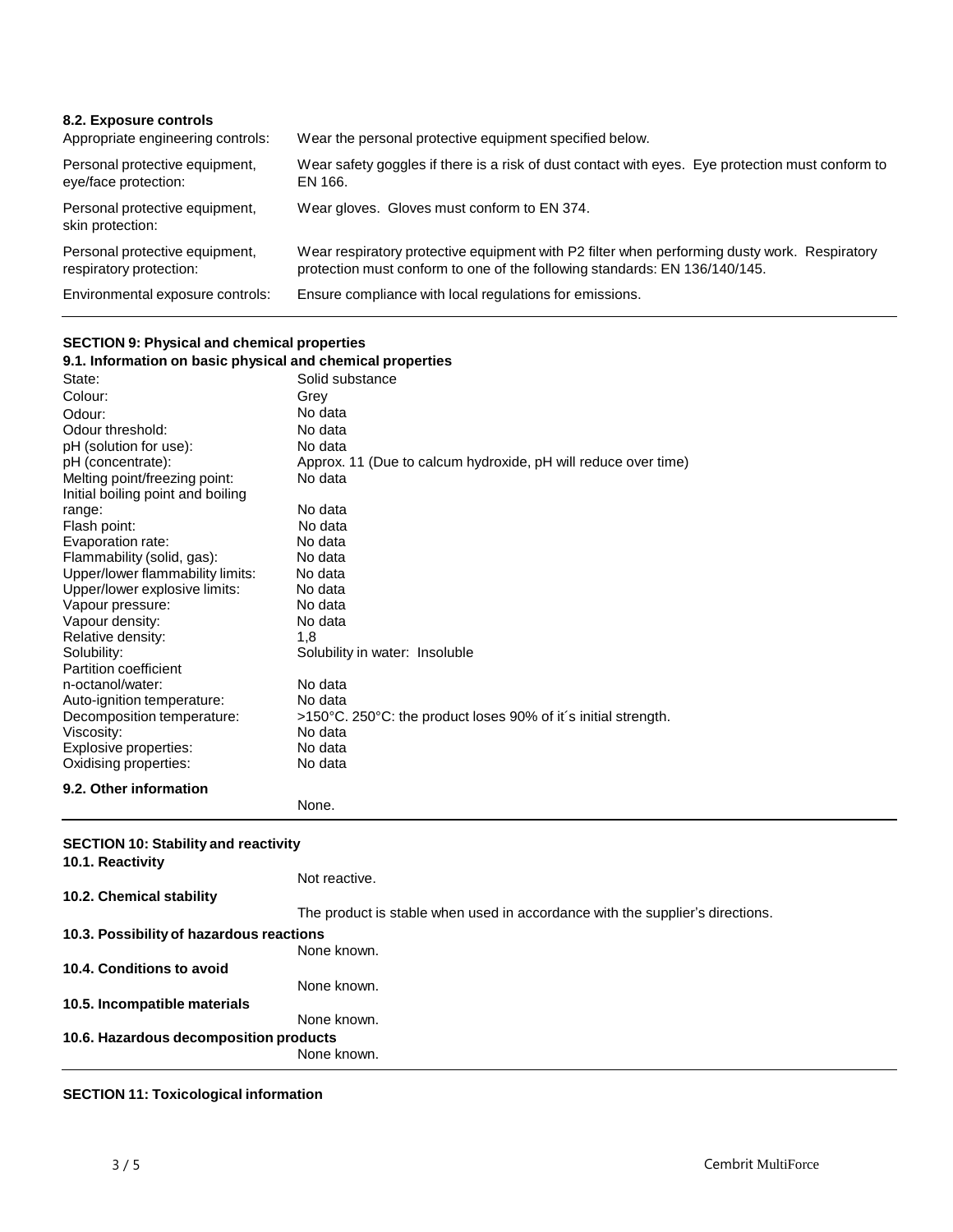### 8.2. Exposure controls

| | |
|---|---|
| Appropriate engineering controls: | Wear the personal protective equipment specified below. |
| Personal protective equipment, eye/face protection: | Wear safety goggles if there is a risk of dust contact with eyes. Eye protection must conform to EN 166. |
| Personal protective equipment, skin protection: | Wear gloves. Gloves must conform to EN 374. |
| Personal protective equipment, respiratory protection: | Wear respiratory protective equipment with P2 filter when performing dusty work. Respiratory protection must conform to one of the following standards: EN 136/140/145. |
| Environmental exposure controls: | Ensure compliance with local regulations for emissions. |

## SECTION 9: Physical and chemical properties

### 9.1. Information on basic physical and chemical properties

| | |
|---|---|
| State: | Solid substance |
| Colour: | Grey |
| Odour: | No data |
| Odour threshold: | No data |
| pH (solution for use): | No data |
| pH (concentrate): | Approx. 11 (Due to calcum hydroxide, pH will reduce over time) |
| Melting point/freezing point: | No data |
| Initial boiling point and boiling range: | No data |
| Flash point: | No data |
| Evaporation rate: | No data |
| Flammability (solid, gas): | No data |
| Upper/lower flammability limits: | No data |
| Upper/lower explosive limits: | No data |
| Vapour pressure: | No data |
| Vapour density: | No data |
| Relative density: | 1,8 |
| Solubility: | Solubility in water: Insoluble |
| Partition coefficient n-octanol/water: | No data |
| Auto-ignition temperature: | No data |
| Decomposition temperature: | >150°C. 250°C: the product loses 90% of it´s initial strength. |
| Viscosity: | No data |
| Explosive properties: | No data |
| Oxidising properties: | No data |

### 9.2. Other information

None.

## SECTION 10: Stability and reactivity

### 10.1. Reactivity

Not reactive.

### 10.2. Chemical stability

The product is stable when used in accordance with the supplier's directions.

### 10.3. Possibility of hazardous reactions

None known.

### 10.4. Conditions to avoid

None known.

### 10.5. Incompatible materials

None known.

### 10.6. Hazardous decomposition products

None known.

## SECTION 11: Toxicological information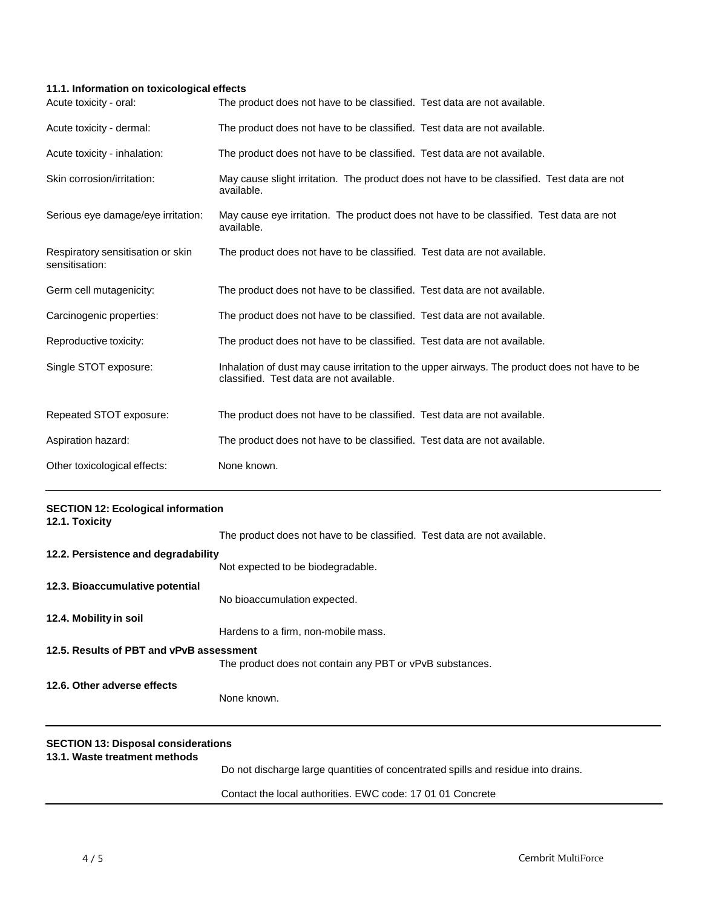### 11.1. Information on toxicological effects

| | |
|---|---|
| Acute toxicity - oral: | The product does not have to be classified. Test data are not available. |
| Acute toxicity - dermal: | The product does not have to be classified. Test data are not available. |
| Acute toxicity - inhalation: | The product does not have to be classified. Test data are not available. |
| Skin corrosion/irritation: | May cause slight irritation. The product does not have to be classified. Test data are not available. |
| Serious eye damage/eye irritation: | May cause eye irritation. The product does not have to be classified. Test data are not available. |
| Respiratory sensitisation or skin sensitisation: | The product does not have to be classified. Test data are not available. |
| Germ cell mutagenicity: | The product does not have to be classified. Test data are not available. |
| Carcinogenic properties: | The product does not have to be classified. Test data are not available. |
| Reproductive toxicity: | The product does not have to be classified. Test data are not available. |
| Single STOT exposure: | Inhalation of dust may cause irritation to the upper airways. The product does not have to be classified. Test data are not available. |
| Repeated STOT exposure: | The product does not have to be classified. Test data are not available. |
| Aspiration hazard: | The product does not have to be classified. Test data are not available. |
| Other toxicological effects: | None known. |

## SECTION 12: Ecological information

### 12.1. Toxicity

The product does not have to be classified. Test data are not available.

### 12.2. Persistence and degradability

Not expected to be biodegradable.

### 12.3. Bioaccumulative potential

No bioaccumulation expected.

### 12.4. Mobility in soil

Hardens to a firm, non-mobile mass.

### 12.5. Results of PBT and vPvB assessment

The product does not contain any PBT or vPvB substances.

### 12.6. Other adverse effects

None known.

## SECTION 13: Disposal considerations

### 13.1. Waste treatment methods

Do not discharge large quantities of concentrated spills and residue into drains.

Contact the local authorities. EWC code: 17 01 01 Concrete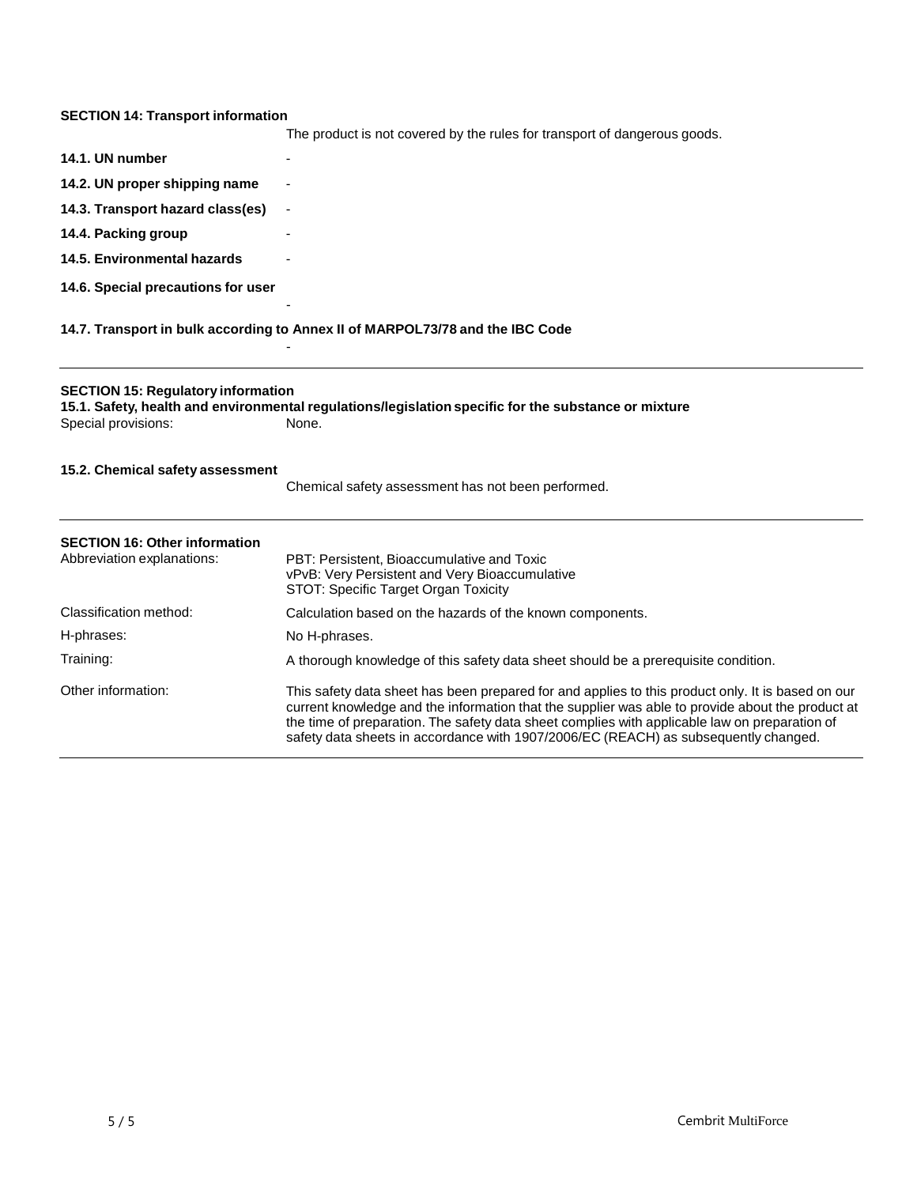## SECTION 14: Transport information

The product is not covered by the rules for transport of dangerous goods.

| | |
|---|---|
| **14.1. UN number** | - |
| **14.2. UN proper shipping name** | - |
| **14.3. Transport hazard class(es)** | - |
| **14.4. Packing group** | - |
| **14.5. Environmental hazards** | - |
| **14.6. Special precautions for user** | - |

**14.7. Transport in bulk according to Annex II of MARPOL73/78 and the IBC Code**

-

## SECTION 15: Regulatory information

**15.1. Safety, health and environmental regulations/legislation specific for the substance or mixture**

Special provisions: None.

**15.2. Chemical safety assessment**

Chemical safety assessment has not been performed.

## SECTION 16: Other information

| | |
|---|---|
| Abbreviation explanations: | PBT: Persistent, Bioaccumulative and Toxic<br>vPvB: Very Persistent and Very Bioaccumulative<br>STOT: Specific Target Organ Toxicity |
| Classification method: | Calculation based on the hazards of the known components. |
| H-phrases: | No H-phrases. |
| Training: | A thorough knowledge of this safety data sheet should be a prerequisite condition. |
| Other information: | This safety data sheet has been prepared for and applies to this product only. It is based on our current knowledge and the information that the supplier was able to provide about the product at the time of preparation. The safety data sheet complies with applicable law on preparation of safety data sheets in accordance with 1907/2006/EC (REACH) as subsequently changed. |